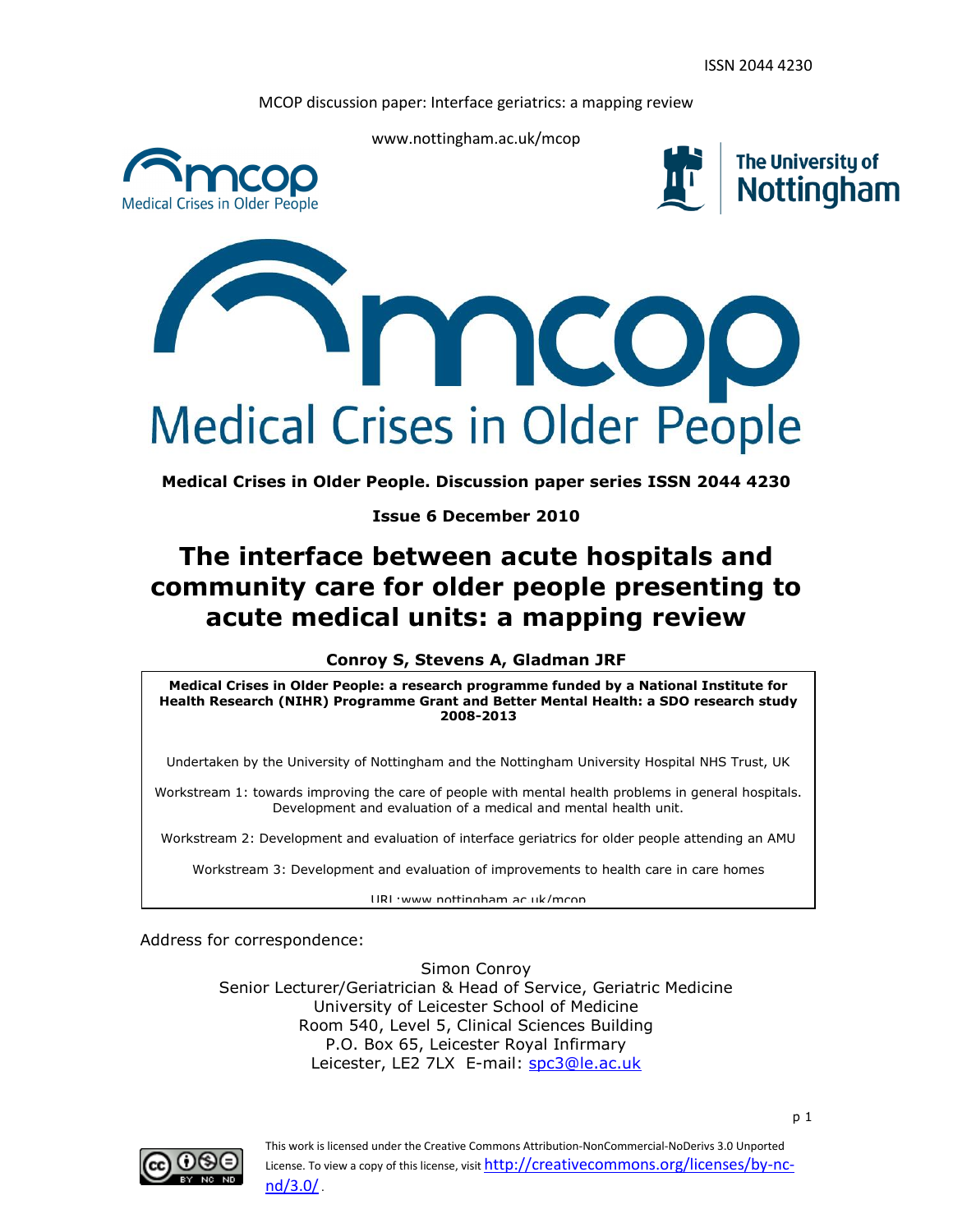ISSN 2044 4230

MCOP discussion paper: Interface geriatrics: a mapping review

www.nottingham.ac.uk/mcop

mcop Medical Crises in Older People

The University of Nottingham

mcop

Medical Crises in Older People

**Medical Crises in Older People. Discussion paper series ISSN 2044 4230**

**Issue 6 December 2010**

# The interface between acute hospitals and community care for older people presenting to acute medical units: a mapping review

**Conroy S, Stevens A, Gladman JRF**

**Medical Crises in Older People: a research programme funded by a National Institute for Health Research (NIHR) Programme Grant and Better Mental Health: a SDO research study 2008-2013**

Undertaken by the University of Nottingham and the Nottingham University Hospital NHS Trust, UK

Workstream 1: towards improving the care of people with mental health problems in general hospitals. Development and evaluation of a medical and mental health unit.

Workstream 2: Development and evaluation of interface geriatrics for older people attending an AMU

Workstream 3: Development and evaluation of improvements to health care in care homes

URL:www.nottingham.ac.uk/mcop

Address for correspondence:

Simon Conroy
Senior Lecturer/Geriatrician & Head of Service, Geriatric Medicine
University of Leicester School of Medicine
Room 540, Level 5, Clinical Sciences Building
P.O. Box 65, Leicester Royal Infirmary
Leicester, LE2 7LX E-mail: spc3@le.ac.uk

This work is licensed under the Creative Commons Attribution-NonCommercial-NoDerivs 3.0 Unported License. To view a copy of this license, visit http://creativecommons.org/licenses/by-nc-nd/3.0/.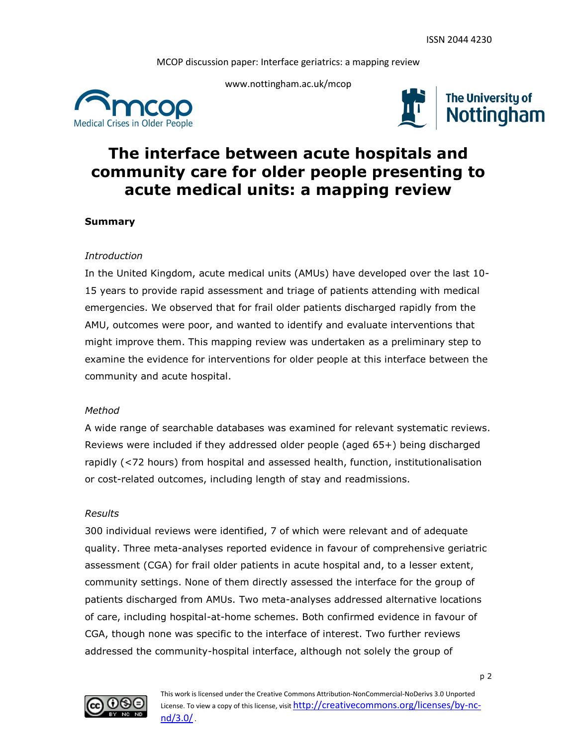# The interface between acute hospitals and community care for older people presenting to acute medical units: a mapping review

### Summary

*Introduction*

In the United Kingdom, acute medical units (AMUs) have developed over the last 10-15 years to provide rapid assessment and triage of patients attending with medical emergencies. We observed that for frail older patients discharged rapidly from the AMU, outcomes were poor, and wanted to identify and evaluate interventions that might improve them. This mapping review was undertaken as a preliminary step to examine the evidence for interventions for older people at this interface between the community and acute hospital.

*Method*

A wide range of searchable databases was examined for relevant systematic reviews. Reviews were included if they addressed older people (aged 65+) being discharged rapidly (<72 hours) from hospital and assessed health, function, institutionalisation or cost-related outcomes, including length of stay and readmissions.

*Results*

300 individual reviews were identified, 7 of which were relevant and of adequate quality. Three meta-analyses reported evidence in favour of comprehensive geriatric assessment (CGA) for frail older patients in acute hospital and, to a lesser extent, community settings. None of them directly assessed the interface for the group of patients discharged from AMUs. Two meta-analyses addressed alternative locations of care, including hospital-at-home schemes. Both confirmed evidence in favour of CGA, though none was specific to the interface of interest. Two further reviews addressed the community-hospital interface, although not solely the group of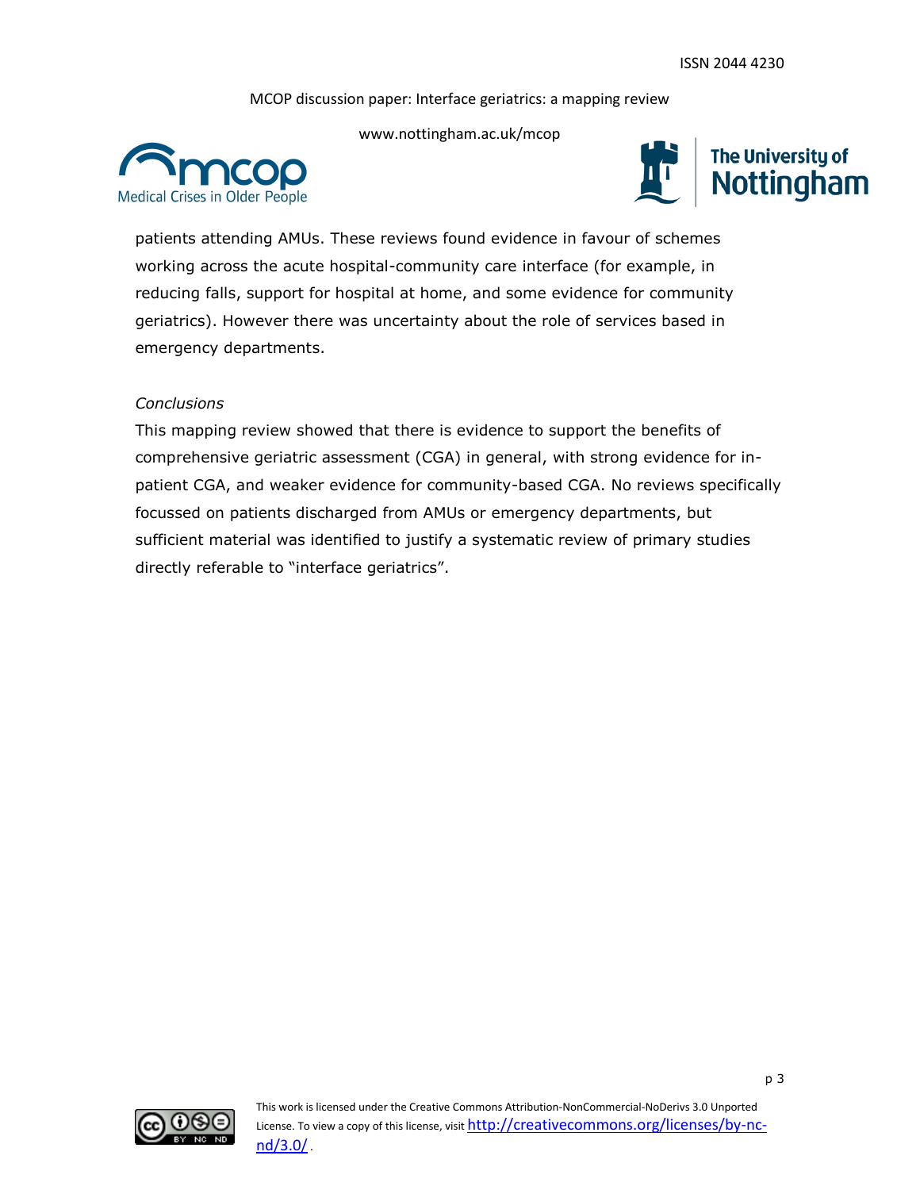patients attending AMUs. These reviews found evidence in favour of schemes working across the acute hospital-community care interface (for example, in reducing falls, support for hospital at home, and some evidence for community geriatrics). However there was uncertainty about the role of services based in emergency departments.

*Conclusions*

This mapping review showed that there is evidence to support the benefits of comprehensive geriatric assessment (CGA) in general, with strong evidence for in-patient CGA, and weaker evidence for community-based CGA. No reviews specifically focussed on patients discharged from AMUs or emergency departments, but sufficient material was identified to justify a systematic review of primary studies directly referable to "interface geriatrics".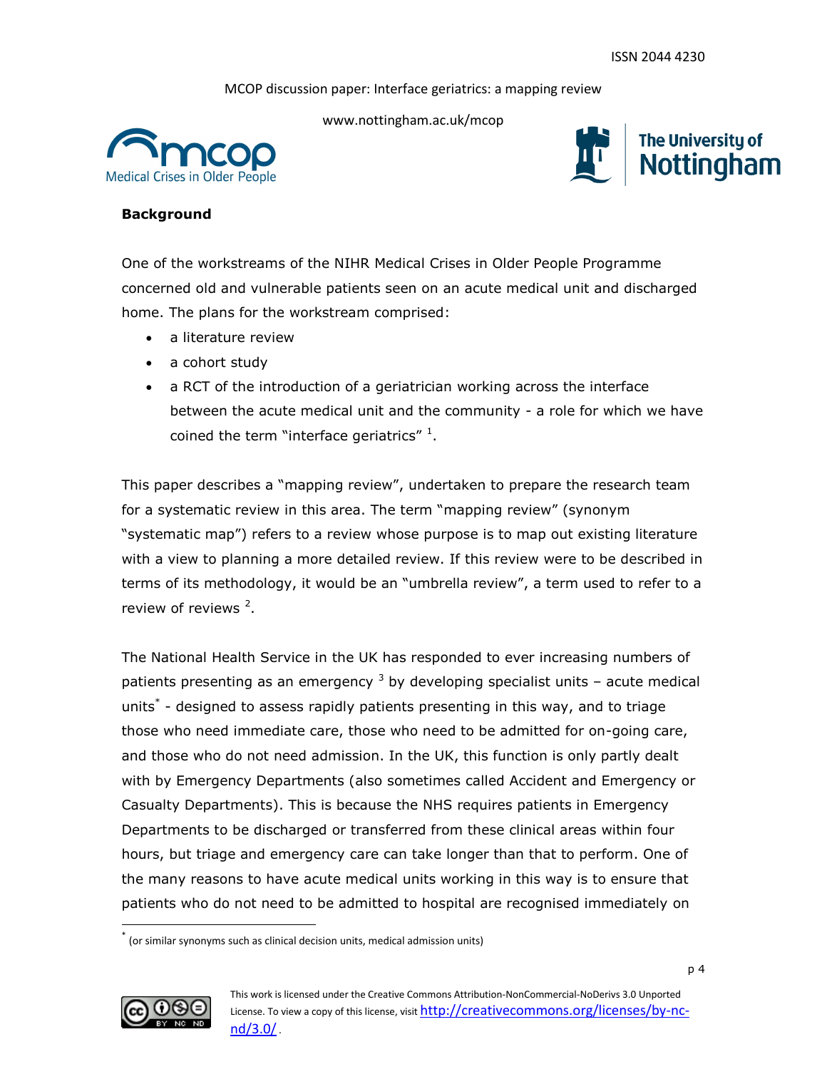## Background

One of the workstreams of the NIHR Medical Crises in Older People Programme concerned old and vulnerable patients seen on an acute medical unit and discharged home. The plans for the workstream comprised:

- a literature review
- a cohort study
- a RCT of the introduction of a geriatrician working across the interface between the acute medical unit and the community - a role for which we have coined the term "interface geriatrics" [1].

This paper describes a "mapping review", undertaken to prepare the research team for a systematic review in this area. The term "mapping review" (synonym "systematic map") refers to a review whose purpose is to map out existing literature with a view to planning a more detailed review. If this review were to be described in terms of its methodology, it would be an "umbrella review", a term used to refer to a review of reviews [2].

The National Health Service in the UK has responded to ever increasing numbers of patients presenting as an emergency [3] by developing specialist units – acute medical units* - designed to assess rapidly patients presenting in this way, and to triage those who need immediate care, those who need to be admitted for on-going care, and those who do not need admission. In the UK, this function is only partly dealt with by Emergency Departments (also sometimes called Accident and Emergency or Casualty Departments). This is because the NHS requires patients in Emergency Departments to be discharged or transferred from these clinical areas within four hours, but triage and emergency care can take longer than that to perform. One of the many reasons to have acute medical units working in this way is to ensure that patients who do not need to be admitted to hospital are recognised immediately on

* (or similar synonyms such as clinical decision units, medical admission units)

This work is licensed under the Creative Commons Attribution-NonCommercial-NoDerivs 3.0 Unported License. To view a copy of this license, visit http://creativecommons.org/licenses/by-nc-nd/3.0/.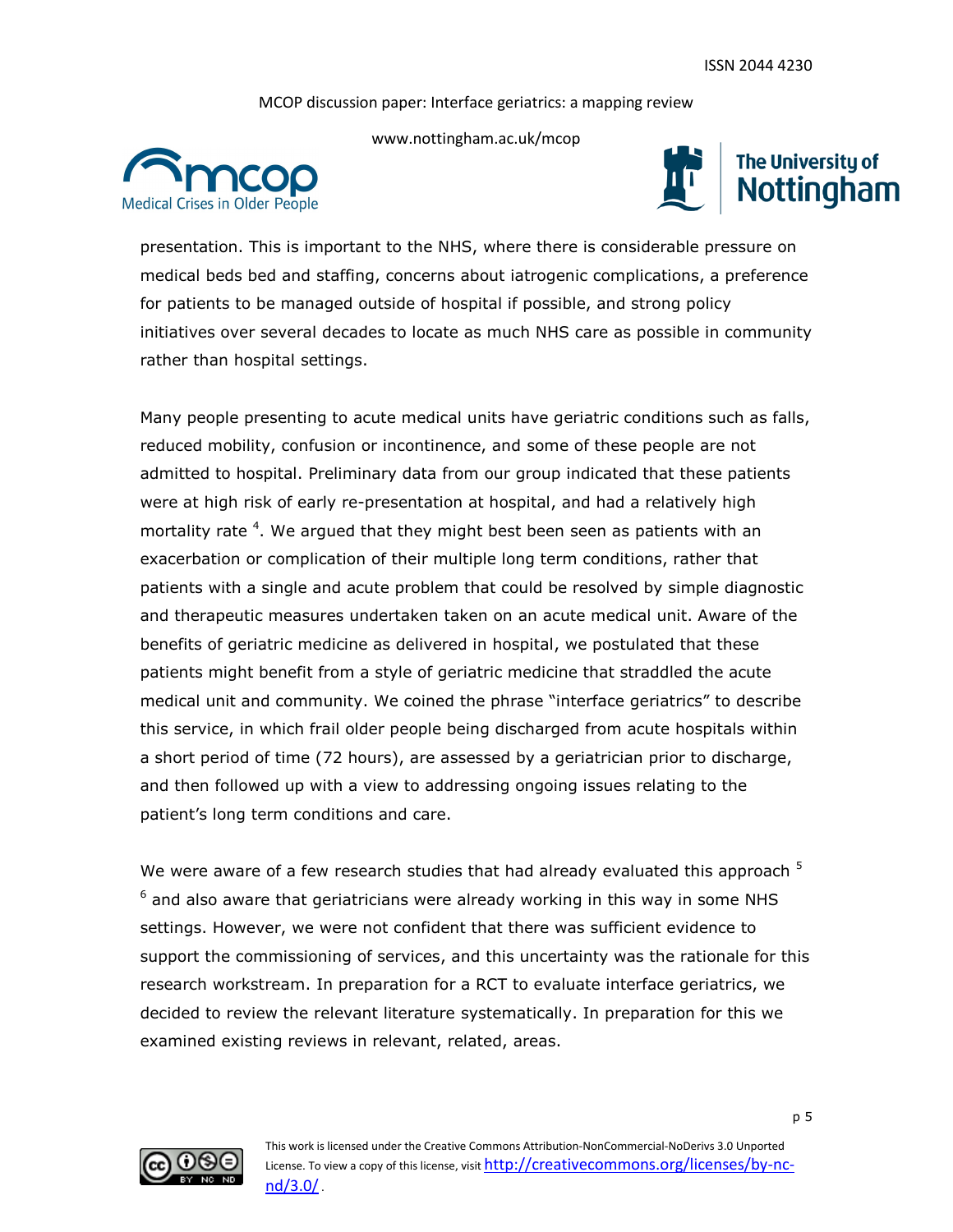presentation. This is important to the NHS, where there is considerable pressure on medical beds bed and staffing, concerns about iatrogenic complications, a preference for patients to be managed outside of hospital if possible, and strong policy initiatives over several decades to locate as much NHS care as possible in community rather than hospital settings.

Many people presenting to acute medical units have geriatric conditions such as falls, reduced mobility, confusion or incontinence, and some of these people are not admitted to hospital. Preliminary data from our group indicated that these patients were at high risk of early re-presentation at hospital, and had a relatively high mortality rate [4]. We argued that they might best been seen as patients with an exacerbation or complication of their multiple long term conditions, rather that patients with a single and acute problem that could be resolved by simple diagnostic and therapeutic measures undertaken taken on an acute medical unit. Aware of the benefits of geriatric medicine as delivered in hospital, we postulated that these patients might benefit from a style of geriatric medicine that straddled the acute medical unit and community. We coined the phrase "interface geriatrics" to describe this service, in which frail older people being discharged from acute hospitals within a short period of time (72 hours), are assessed by a geriatrician prior to discharge, and then followed up with a view to addressing ongoing issues relating to the patient's long term conditions and care.

We were aware of a few research studies that had already evaluated this approach [5] [6] and also aware that geriatricians were already working in this way in some NHS settings. However, we were not confident that there was sufficient evidence to support the commissioning of services, and this uncertainty was the rationale for this research workstream. In preparation for a RCT to evaluate interface geriatrics, we decided to review the relevant literature systematically. In preparation for this we examined existing reviews in relevant, related, areas.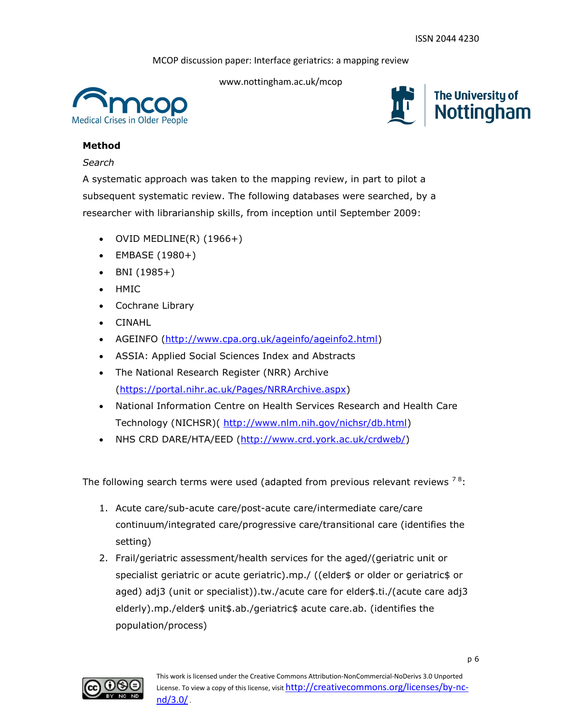**Method**

*Search*

A systematic approach was taken to the mapping review, in part to pilot a subsequent systematic review. The following databases were searched, by a researcher with librarianship skills, from inception until September 2009:

- OVID MEDLINE(R) (1966+)
- EMBASE (1980+)
- BNI (1985+)
- HMIC
- Cochrane Library
- CINAHL
- AGEINFO (http://www.cpa.org.uk/ageinfo/ageinfo2.html)
- ASSIA: Applied Social Sciences Index and Abstracts
- The National Research Register (NRR) Archive (https://portal.nihr.ac.uk/Pages/NRRArchive.aspx)
- National Information Centre on Health Services Research and Health Care Technology (NICHSR)( http://www.nlm.nih.gov/nichsr/db.html)
- NHS CRD DARE/HTA/EED (http://www.crd.york.ac.uk/crdweb/)

The following search terms were used (adapted from previous relevant reviews [7 8]:

1. Acute care/sub-acute care/post-acute care/intermediate care/care continuum/integrated care/progressive care/transitional care (identifies the setting)
2. Frail/geriatric assessment/health services for the aged/(geriatric unit or specialist geriatric or acute geriatric).mp./ ((elder$ or older or geriatric$ or aged) adj3 (unit or specialist)).tw./acute care for elder$.ti./(acute care adj3 elderly).mp./elder$ unit$.ab./geriatric$ acute care.ab. (identifies the population/process)

This work is licensed under the Creative Commons Attribution-NonCommercial-NoDerivs 3.0 Unported License. To view a copy of this license, visit http://creativecommons.org/licenses/by-nc-nd/3.0/.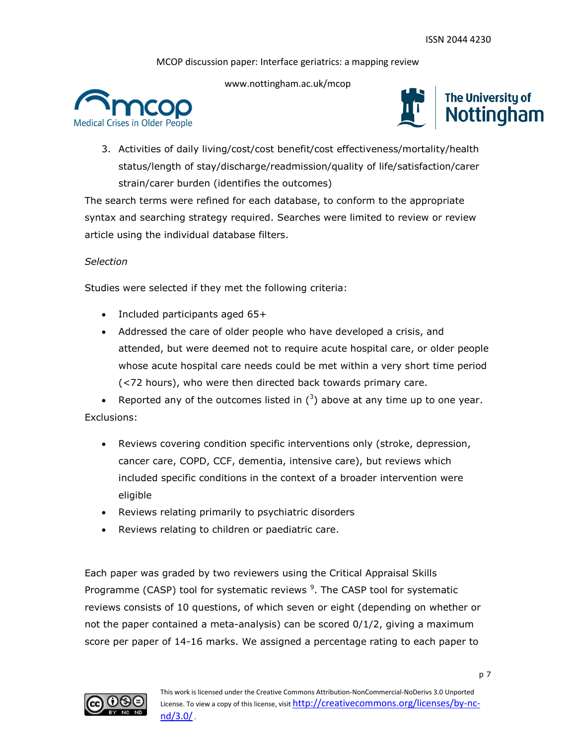3. Activities of daily living/cost/cost benefit/cost effectiveness/mortality/health status/length of stay/discharge/readmission/quality of life/satisfaction/carer strain/carer burden (identifies the outcomes)

The search terms were refined for each database, to conform to the appropriate syntax and searching strategy required. Searches were limited to review or review article using the individual database filters.

*Selection*

Studies were selected if they met the following criteria:

- Included participants aged 65+
- Addressed the care of older people who have developed a crisis, and attended, but were deemed not to require acute hospital care, or older people whose acute hospital care needs could be met within a very short time period (<72 hours), who were then directed back towards primary care.
- Reported any of the outcomes listed in ([3]) above at any time up to one year.

Exclusions:

- Reviews covering condition specific interventions only (stroke, depression, cancer care, COPD, CCF, dementia, intensive care), but reviews which included specific conditions in the context of a broader intervention were eligible
- Reviews relating primarily to psychiatric disorders
- Reviews relating to children or paediatric care.

Each paper was graded by two reviewers using the Critical Appraisal Skills Programme (CASP) tool for systematic reviews [9]. The CASP tool for systematic reviews consists of 10 questions, of which seven or eight (depending on whether or not the paper contained a meta-analysis) can be scored 0/1/2, giving a maximum score per paper of 14-16 marks. We assigned a percentage rating to each paper to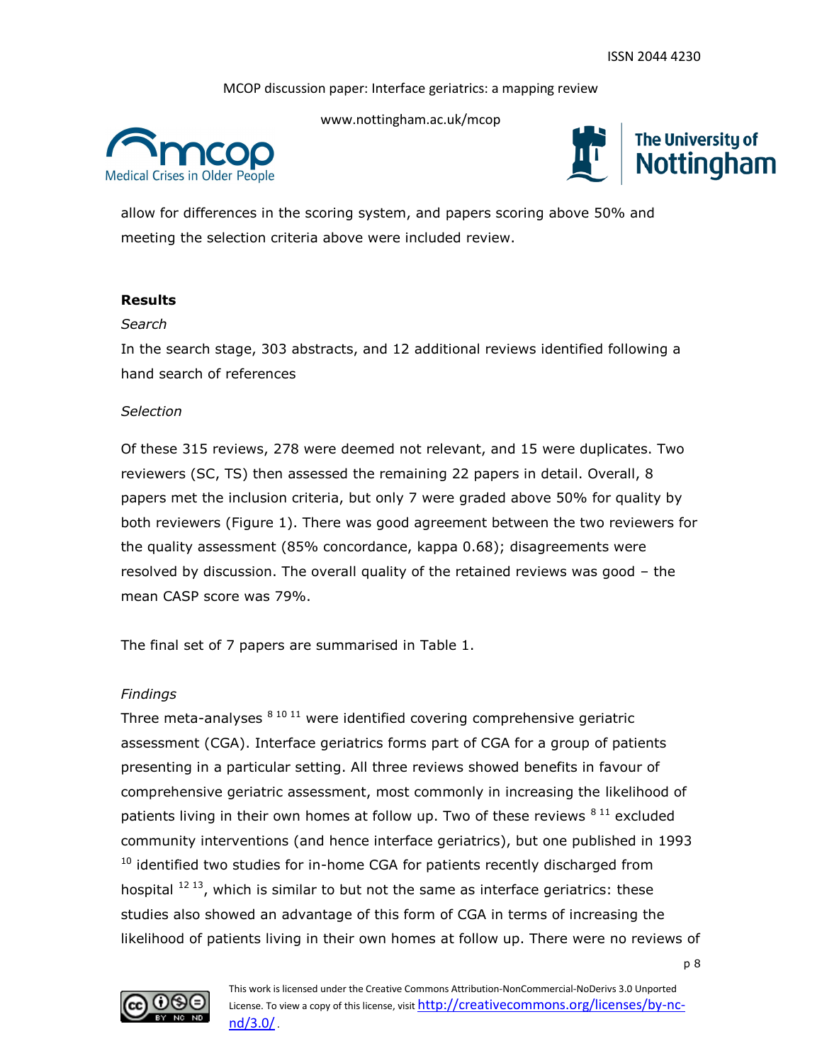allow for differences in the scoring system, and papers scoring above 50% and meeting the selection criteria above were included review.

## Results

*Search*

In the search stage, 303 abstracts, and 12 additional reviews identified following a hand search of references

*Selection*

Of these 315 reviews, 278 were deemed not relevant, and 15 were duplicates. Two reviewers (SC, TS) then assessed the remaining 22 papers in detail. Overall, 8 papers met the inclusion criteria, but only 7 were graded above 50% for quality by both reviewers (Figure 1). There was good agreement between the two reviewers for the quality assessment (85% concordance, kappa 0.68); disagreements were resolved by discussion. The overall quality of the retained reviews was good – the mean CASP score was 79%.

The final set of 7 papers are summarised in Table 1.

*Findings*

Three meta-analyses [8 10 11] were identified covering comprehensive geriatric assessment (CGA). Interface geriatrics forms part of CGA for a group of patients presenting in a particular setting. All three reviews showed benefits in favour of comprehensive geriatric assessment, most commonly in increasing the likelihood of patients living in their own homes at follow up. Two of these reviews [8 11] excluded community interventions (and hence interface geriatrics), but one published in 1993 [10] identified two studies for in-home CGA for patients recently discharged from hospital [12 13], which is similar to but not the same as interface geriatrics: these studies also showed an advantage of this form of CGA in terms of increasing the likelihood of patients living in their own homes at follow up. There were no reviews of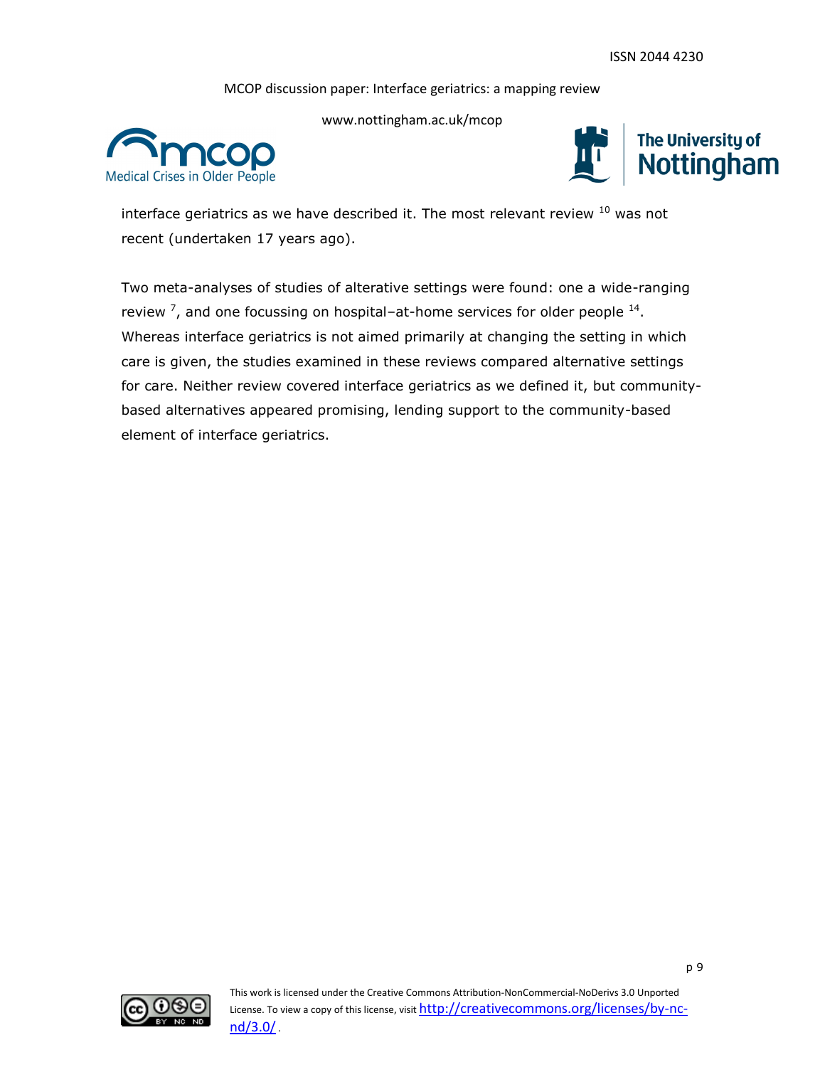interface geriatrics as we have described it. The most relevant review [10] was not recent (undertaken 17 years ago).

Two meta-analyses of studies of alterative settings were found: one a wide-ranging review [7], and one focussing on hospital–at-home services for older people [14]. Whereas interface geriatrics is not aimed primarily at changing the setting in which care is given, the studies examined in these reviews compared alternative settings for care. Neither review covered interface geriatrics as we defined it, but community-based alternatives appeared promising, lending support to the community-based element of interface geriatrics.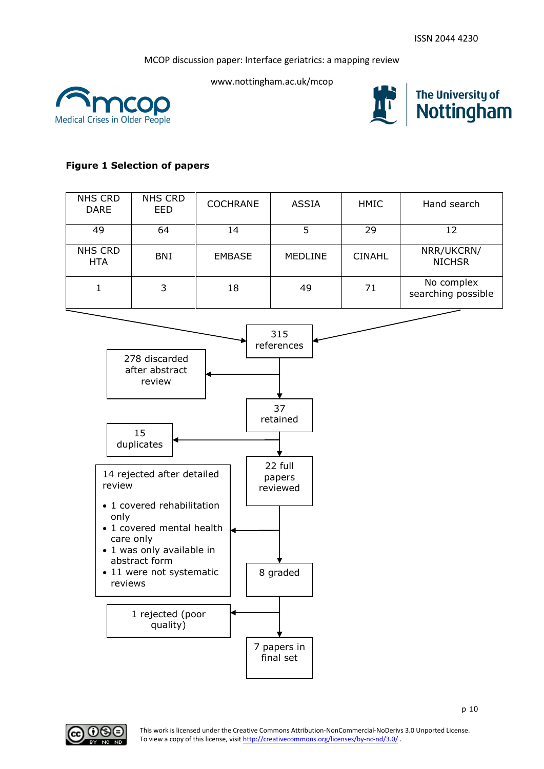**Figure 1 Selection of papers**

| NHS CRD DARE | NHS CRD EED | COCHRANE | ASSIA | HMIC | Hand search |
|---|---|---|---|---|---|
| 49 | 64 | 14 | 5 | 29 | 12 |
| NHS CRD HTA | BNI | EMBASE | MEDLINE | CINAHL | NRR/UKCRN/ NICHSR |
| 1 | 3 | 18 | 49 | 71 | No complex searching possible |

315 references

→ 278 discarded after abstract review

37 retained

→ 15 duplicates

22 full papers reviewed

→ 14 rejected after detailed review

- 1 covered rehabilitation only
- 1 covered mental health care only
- 1 was only available in abstract form
- 11 were not systematic reviews

8 graded

→ 1 rejected (poor quality)

7 papers in final set

This work is licensed under the Creative Commons Attribution-NonCommercial-NoDerivs 3.0 Unported License. To view a copy of this license, visit http://creativecommons.org/licenses/by-nc-nd/3.0/ .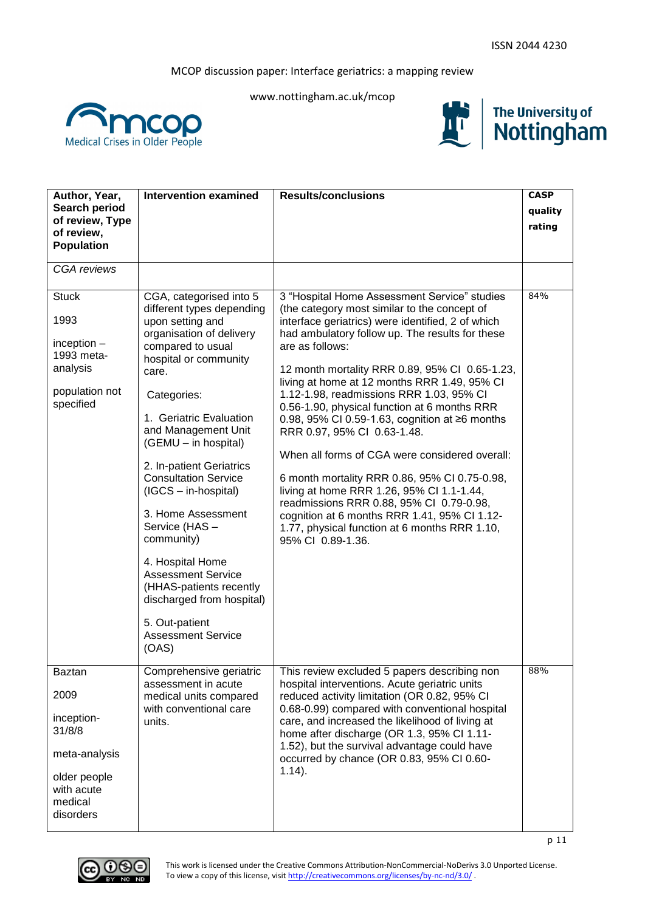| Author, Year, Search period of review, Type of review, Population | Intervention examined | Results/conclusions | CASP quality rating |
|---|---|---|---|
| *CGA reviews* | | | |
| Stuck<br><br>1993<br><br>inception – 1993 meta-analysis<br><br>population not specified | CGA, categorised into 5 different types depending upon setting and organisation of delivery compared to usual hospital or community care.<br><br>Categories:<br><br>1. Geriatric Evaluation and Management Unit (GEMU – in hospital)<br><br>2. In-patient Geriatrics Consultation Service (IGCS – in-hospital)<br><br>3. Home Assessment Service (HAS – community)<br><br>4. Hospital Home Assessment Service (HHAS-patients recently discharged from hospital)<br><br>5. Out-patient Assessment Service (OAS) | 3 "Hospital Home Assessment Service" studies (the category most similar to the concept of interface geriatrics) were identified, 2 of which had ambulatory follow up. The results for these are as follows:<br><br>12 month mortality RRR 0.89, 95% CI 0.65-1.23, living at home at 12 months RRR 1.49, 95% CI 1.12-1.98, readmissions RRR 1.03, 95% CI 0.56-1.90, physical function at 6 months RRR 0.98, 95% CI 0.59-1.63, cognition at ≥6 months RRR 0.97, 95% CI 0.63-1.48.<br><br>When all forms of CGA were considered overall:<br><br>6 month mortality RRR 0.86, 95% CI 0.75-0.98, living at home RRR 1.26, 95% CI 1.1-1.44, readmissions RRR 0.88, 95% CI 0.79-0.98, cognition at 6 months RRR 1.41, 95% CI 1.12-1.77, physical function at 6 months RRR 1.10, 95% CI 0.89-1.36. | 84% |
| Baztan<br><br>2009<br><br>inception-31/8/8<br><br>meta-analysis<br><br>older people with acute medical disorders | Comprehensive geriatric assessment in acute medical units compared with conventional care units. | This review excluded 5 papers describing non hospital interventions. Acute geriatric units reduced activity limitation (OR 0.82, 95% CI 0.68-0.99) compared with conventional hospital care, and increased the likelihood of living at home after discharge (OR 1.3, 95% CI 1.11-1.52), but the survival advantage could have occurred by chance (OR 0.83, 95% CI 0.60-1.14). | 88% |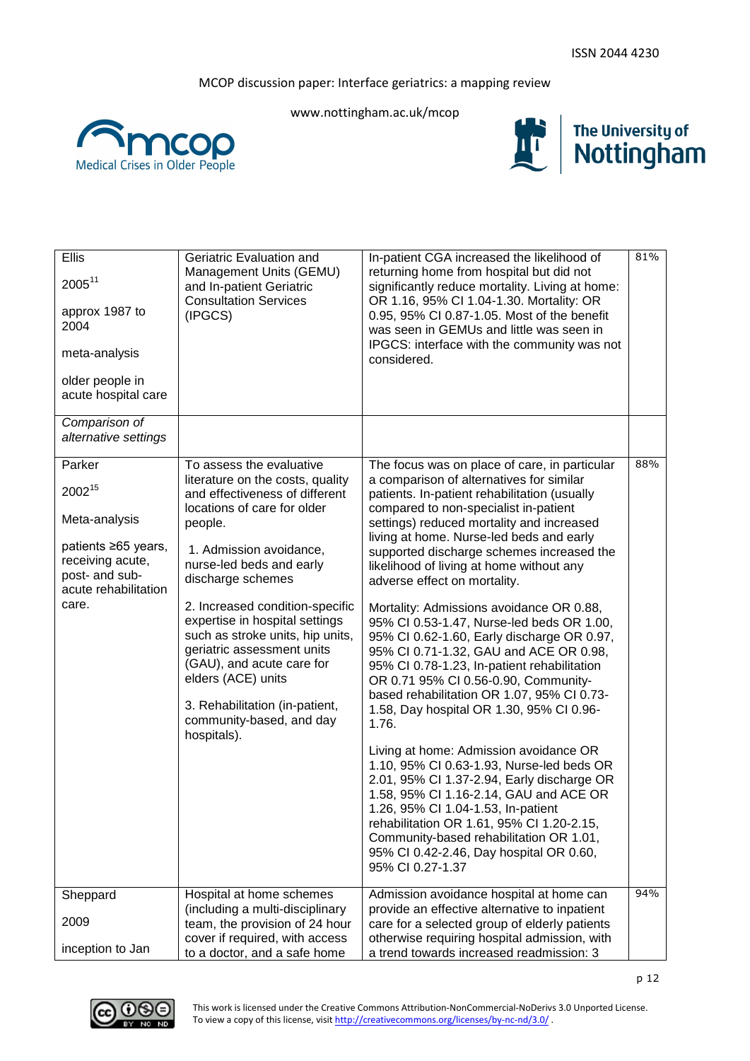| | | | |
|---|---|---|---|
| Ellis<br><br>2005[11]<br><br>approx 1987 to 2004<br><br>meta-analysis<br><br>older people in acute hospital care | Geriatric Evaluation and Management Units (GEMU) and In-patient Geriatric Consultation Services (IPGCS) | In-patient CGA increased the likelihood of returning home from hospital but did not significantly reduce mortality. Living at home: OR 1.16, 95% CI 1.04-1.30. Mortality: OR 0.95, 95% CI 0.87-1.05. Most of the benefit was seen in GEMUs and little was seen in IPGCS: interface with the community was not considered. | 81% |
| *Comparison of alternative settings* | | | |
| Parker<br><br>2002[15]<br><br>Meta-analysis<br><br>patients ≥65 years, receiving acute, post- and sub-acute rehabilitation care. | To assess the evaluative literature on the costs, quality and effectiveness of different locations of care for older people.<br><br>1. Admission avoidance, nurse-led beds and early discharge schemes<br><br>2. Increased condition-specific expertise in hospital settings such as stroke units, hip units, geriatric assessment units (GAU), and acute care for elders (ACE) units<br><br>3. Rehabilitation (in-patient, community-based, and day hospitals). | The focus was on place of care, in particular a comparison of alternatives for similar patients. In-patient rehabilitation (usually compared to non-specialist in-patient settings) reduced mortality and increased living at home. Nurse-led beds and early supported discharge schemes increased the likelihood of living at home without any adverse effect on mortality.<br><br>Mortality: Admissions avoidance OR 0.88, 95% CI 0.53-1.47, Nurse-led beds OR 1.00, 95% CI 0.62-1.60, Early discharge OR 0.97, 95% CI 0.71-1.32, GAU and ACE OR 0.98, 95% CI 0.78-1.23, In-patient rehabilitation OR 0.71 95% CI 0.56-0.90, Community-based rehabilitation OR 1.07, 95% CI 0.73-1.58, Day hospital OR 1.30, 95% CI 0.96-1.76.<br><br>Living at home: Admission avoidance OR 1.10, 95% CI 0.63-1.93, Nurse-led beds OR 2.01, 95% CI 1.37-2.94, Early discharge OR 1.58, 95% CI 1.16-2.14, GAU and ACE OR 1.26, 95% CI 1.04-1.53, In-patient rehabilitation OR 1.61, 95% CI 1.20-2.15, Community-based rehabilitation OR 1.01, 95% CI 0.42-2.46, Day hospital OR 0.60, 95% CI 0.27-1.37 | 88% |
| Sheppard<br><br>2009<br><br>inception to Jan | Hospital at home schemes (including a multi-disciplinary team, the provision of 24 hour cover if required, with access to a doctor, and a safe home | Admission avoidance hospital at home can provide an effective alternative to inpatient care for a selected group of elderly patients otherwise requiring hospital admission, with a trend towards increased readmission: 3 | 94% |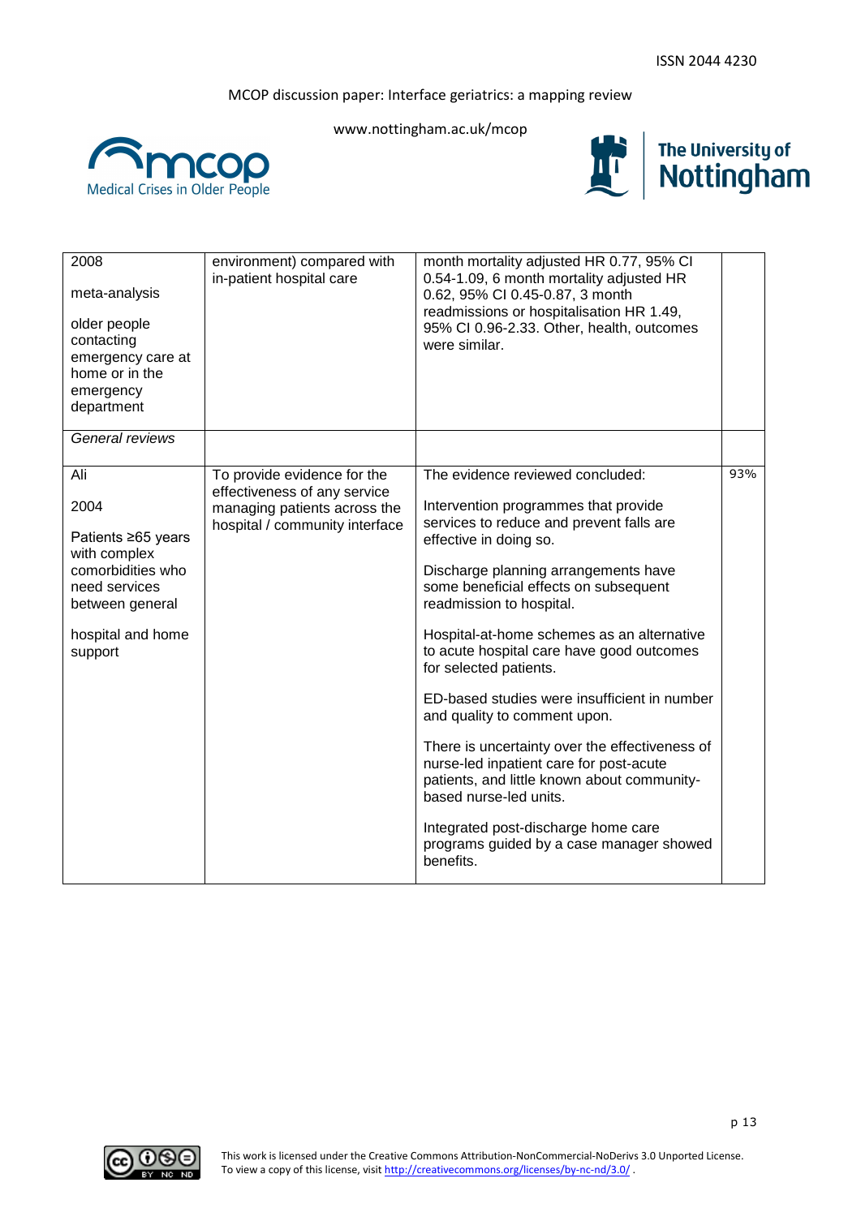| | | | |
|---|---|---|---|
| 2008<br><br>meta-analysis<br><br>older people contacting emergency care at home or in the emergency department | environment) compared with in-patient hospital care | month mortality adjusted HR 0.77, 95% CI 0.54-1.09, 6 month mortality adjusted HR 0.62, 95% CI 0.45-0.87, 3 month readmissions or hospitalisation HR 1.49, 95% CI 0.96-2.33. Other, health, outcomes were similar. | |
| *General reviews* | | | |
| Ali<br><br>2004<br><br>Patients ≥65 years with complex comorbidities who need services between general<br><br>hospital and home support | To provide evidence for the effectiveness of any service managing patients across the hospital / community interface | The evidence reviewed concluded:<br><br>Intervention programmes that provide services to reduce and prevent falls are effective in doing so.<br><br>Discharge planning arrangements have some beneficial effects on subsequent readmission to hospital.<br><br>Hospital-at-home schemes as an alternative to acute hospital care have good outcomes for selected patients.<br><br>ED-based studies were insufficient in number and quality to comment upon.<br><br>There is uncertainty over the effectiveness of nurse-led inpatient care for post-acute patients, and little known about community-based nurse-led units.<br><br>Integrated post-discharge home care programs guided by a case manager showed benefits. | 93% |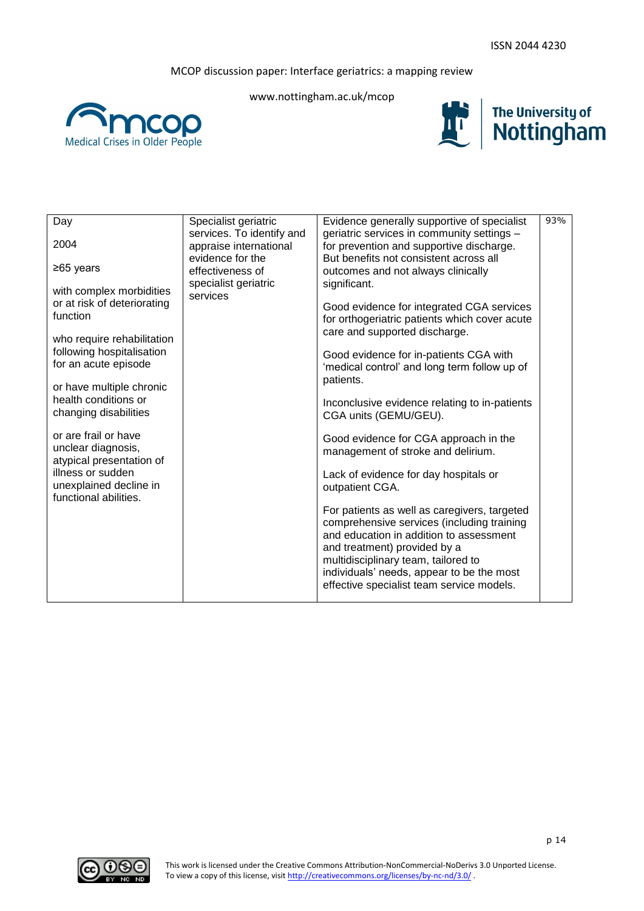| | | | |
|---|---|---|---|
| Day<br><br>2004<br><br>≥65 years<br><br>with complex morbidities or at risk of deteriorating function<br><br>who require rehabilitation following hospitalisation for an acute episode<br><br>or have multiple chronic health conditions or changing disabilities<br><br>or are frail or have unclear diagnosis, atypical presentation of illness or sudden unexplained decline in functional abilities. | Specialist geriatric services. To identify and appraise international evidence for the effectiveness of specialist geriatric services | Evidence generally supportive of specialist geriatric services in community settings – for prevention and supportive discharge. But benefits not consistent across all outcomes and not always clinically significant.<br><br>Good evidence for integrated CGA services for orthogeriatric patients which cover acute care and supported discharge.<br><br>Good evidence for in-patients CGA with 'medical control' and long term follow up of patients.<br><br>Inconclusive evidence relating to in-patients CGA units (GEMU/GEU).<br><br>Good evidence for CGA approach in the management of stroke and delirium.<br><br>Lack of evidence for day hospitals or outpatient CGA.<br><br>For patients as well as caregivers, targeted comprehensive services (including training and education in addition to assessment and treatment) provided by a multidisciplinary team, tailored to individuals' needs, appear to be the most effective specialist team service models. | 93% |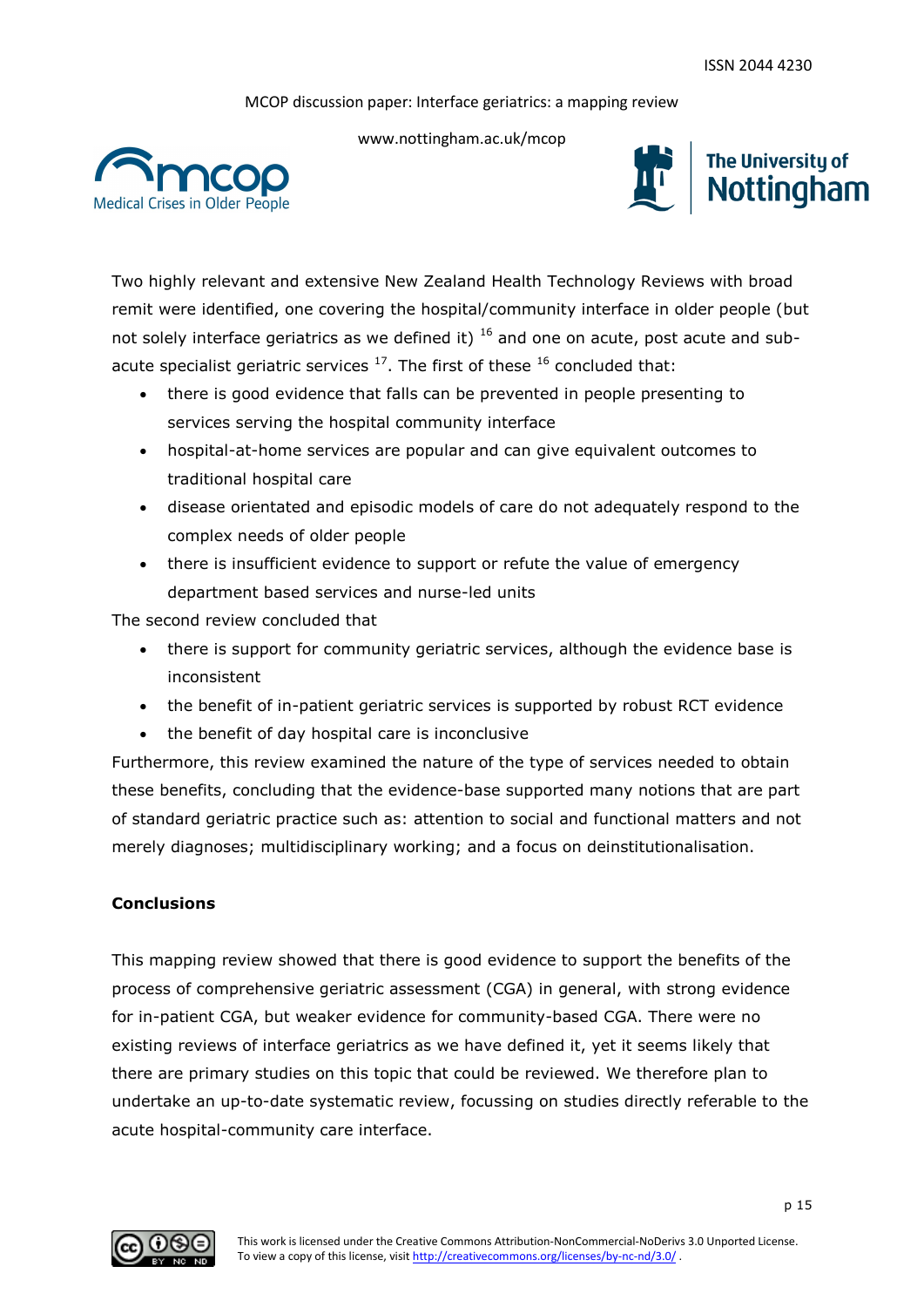Two highly relevant and extensive New Zealand Health Technology Reviews with broad remit were identified, one covering the hospital/community interface in older people (but not solely interface geriatrics as we defined it) [16] and one on acute, post acute and sub-acute specialist geriatric services [17]. The first of these [16] concluded that:

- there is good evidence that falls can be prevented in people presenting to services serving the hospital community interface
- hospital-at-home services are popular and can give equivalent outcomes to traditional hospital care
- disease orientated and episodic models of care do not adequately respond to the complex needs of older people
- there is insufficient evidence to support or refute the value of emergency department based services and nurse-led units

The second review concluded that

- there is support for community geriatric services, although the evidence base is inconsistent
- the benefit of in-patient geriatric services is supported by robust RCT evidence
- the benefit of day hospital care is inconclusive

Furthermore, this review examined the nature of the type of services needed to obtain these benefits, concluding that the evidence-base supported many notions that are part of standard geriatric practice such as: attention to social and functional matters and not merely diagnoses; multidisciplinary working; and a focus on deinstitutionalisation.

**Conclusions**

This mapping review showed that there is good evidence to support the benefits of the process of comprehensive geriatric assessment (CGA) in general, with strong evidence for in-patient CGA, but weaker evidence for community-based CGA. There were no existing reviews of interface geriatrics as we have defined it, yet it seems likely that there are primary studies on this topic that could be reviewed. We therefore plan to undertake an up-to-date systematic review, focussing on studies directly referable to the acute hospital-community care interface.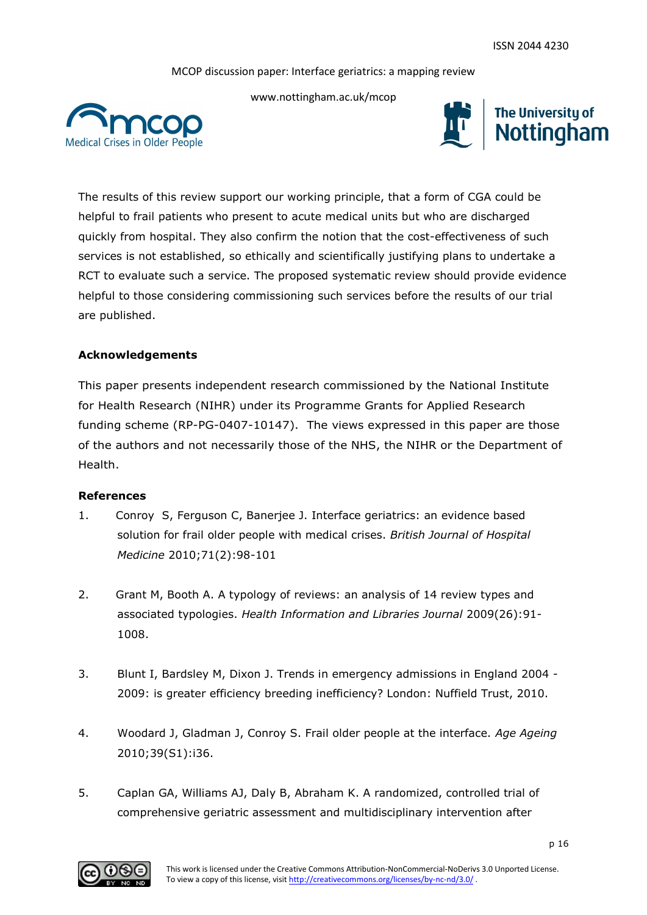The results of this review support our working principle, that a form of CGA could be helpful to frail patients who present to acute medical units but who are discharged quickly from hospital. They also confirm the notion that the cost-effectiveness of such services is not established, so ethically and scientifically justifying plans to undertake a RCT to evaluate such a service. The proposed systematic review should provide evidence helpful to those considering commissioning such services before the results of our trial are published.

**Acknowledgements**

This paper presents independent research commissioned by the National Institute for Health Research (NIHR) under its Programme Grants for Applied Research funding scheme (RP-PG-0407-10147). The views expressed in this paper are those of the authors and not necessarily those of the NHS, the NIHR or the Department of Health.

**References**

1. Conroy S, Ferguson C, Banerjee J. Interface geriatrics: an evidence based solution for frail older people with medical crises. *British Journal of Hospital Medicine* 2010;71(2):98-101

2. Grant M, Booth A. A typology of reviews: an analysis of 14 review types and associated typologies. *Health Information and Libraries Journal* 2009(26):91-1008.

3. Blunt I, Bardsley M, Dixon J. Trends in emergency admissions in England 2004 - 2009: is greater efficiency breeding inefficiency? London: Nuffield Trust, 2010.

4. Woodard J, Gladman J, Conroy S. Frail older people at the interface. *Age Ageing* 2010;39(S1):i36.

5. Caplan GA, Williams AJ, Daly B, Abraham K. A randomized, controlled trial of comprehensive geriatric assessment and multidisciplinary intervention after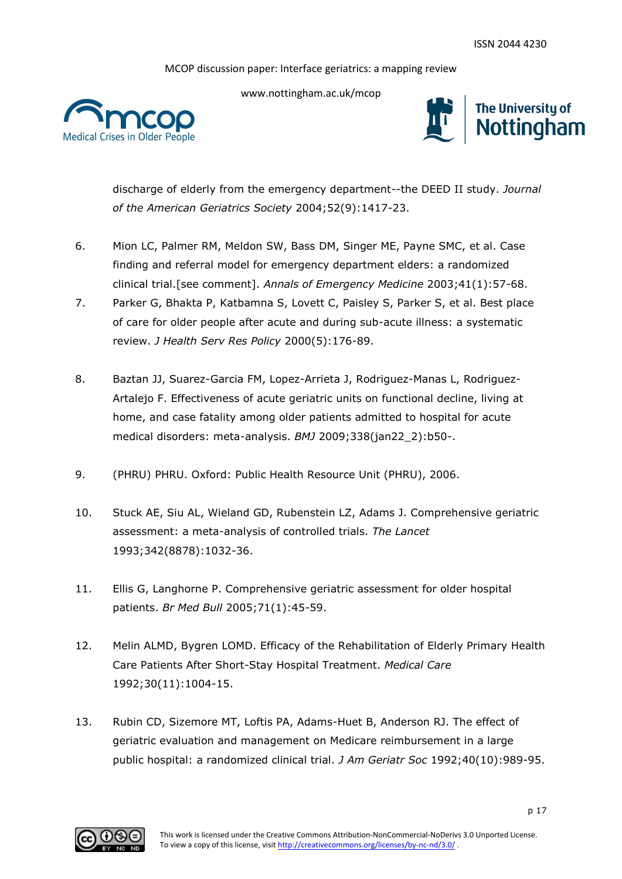discharge of elderly from the emergency department--the DEED II study. *Journal of the American Geriatrics Society* 2004;52(9):1417-23.

6. Mion LC, Palmer RM, Meldon SW, Bass DM, Singer ME, Payne SMC, et al. Case finding and referral model for emergency department elders: a randomized clinical trial.[see comment]. *Annals of Emergency Medicine* 2003;41(1):57-68.
7. Parker G, Bhakta P, Katbamna S, Lovett C, Paisley S, Parker S, et al. Best place of care for older people after acute and during sub-acute illness: a systematic review. *J Health Serv Res Policy* 2000(5):176-89.
8. Baztan JJ, Suarez-Garcia FM, Lopez-Arrieta J, Rodriguez-Manas L, Rodriguez-Artalejo F. Effectiveness of acute geriatric units on functional decline, living at home, and case fatality among older patients admitted to hospital for acute medical disorders: meta-analysis. *BMJ* 2009;338(jan22_2):b50-.
9. (PHRU) PHRU. Oxford: Public Health Resource Unit (PHRU), 2006.
10. Stuck AE, Siu AL, Wieland GD, Rubenstein LZ, Adams J. Comprehensive geriatric assessment: a meta-analysis of controlled trials. *The Lancet* 1993;342(8878):1032-36.
11. Ellis G, Langhorne P. Comprehensive geriatric assessment for older hospital patients. *Br Med Bull* 2005;71(1):45-59.
12. Melin ALMD, Bygren LOMD. Efficacy of the Rehabilitation of Elderly Primary Health Care Patients After Short-Stay Hospital Treatment. *Medical Care* 1992;30(11):1004-15.
13. Rubin CD, Sizemore MT, Loftis PA, Adams-Huet B, Anderson RJ. The effect of geriatric evaluation and management on Medicare reimbursement in a large public hospital: a randomized clinical trial. *J Am Geriatr Soc* 1992;40(10):989-95.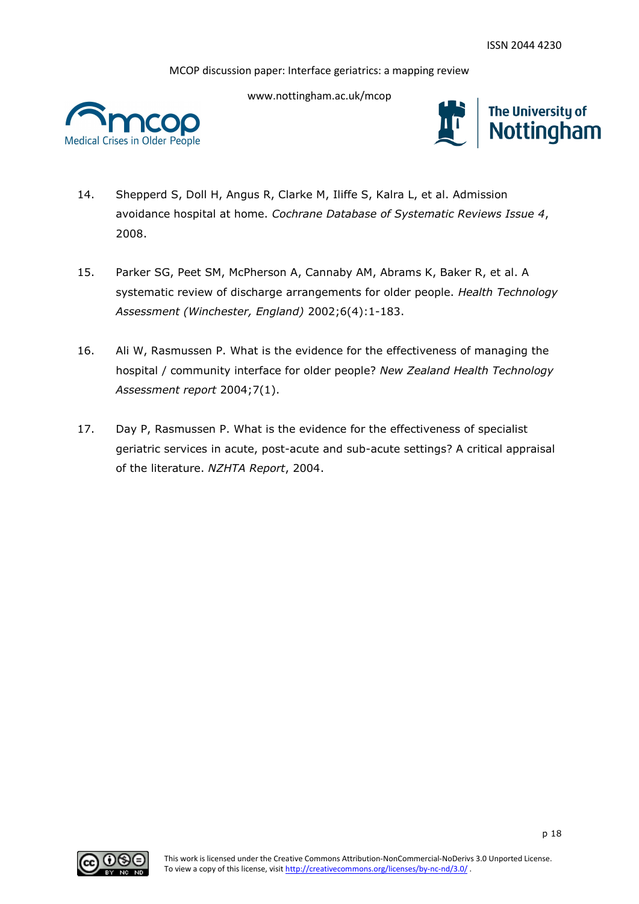14. Shepperd S, Doll H, Angus R, Clarke M, Iliffe S, Kalra L, et al. Admission avoidance hospital at home. *Cochrane Database of Systematic Reviews Issue 4*, 2008.

15. Parker SG, Peet SM, McPherson A, Cannaby AM, Abrams K, Baker R, et al. A systematic review of discharge arrangements for older people. *Health Technology Assessment (Winchester, England)* 2002;6(4):1-183.

16. Ali W, Rasmussen P. What is the evidence for the effectiveness of managing the hospital / community interface for older people? *New Zealand Health Technology Assessment report* 2004;7(1).

17. Day P, Rasmussen P. What is the evidence for the effectiveness of specialist geriatric services in acute, post-acute and sub-acute settings? A critical appraisal of the literature. *NZHTA Report*, 2004.